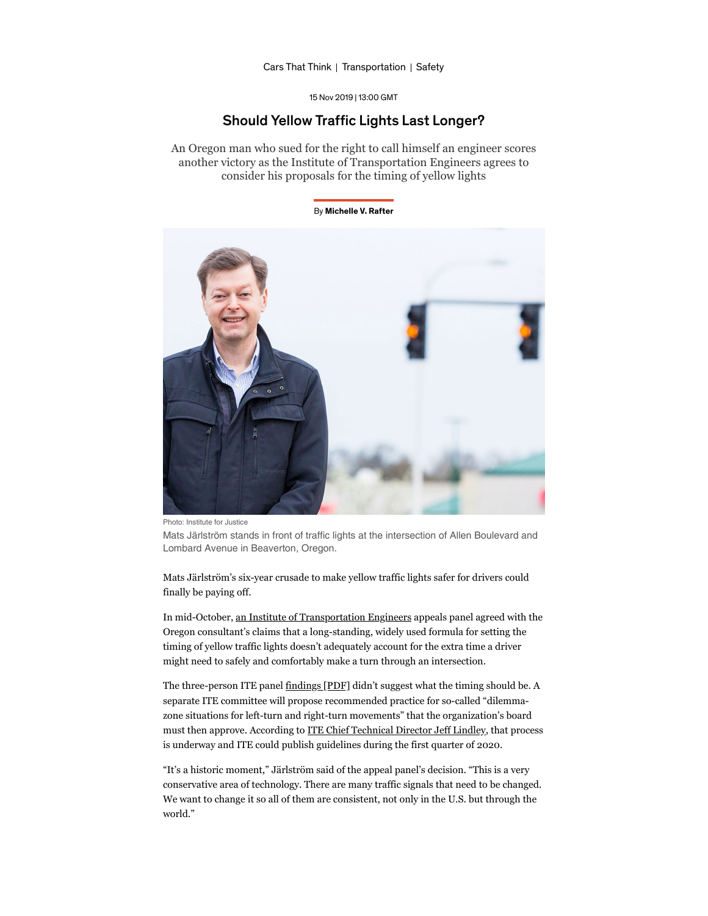Cars That Think | Transportation | Safety

15 Nov 2019 | 13:00 GMT

# Should Yellow Traffic Lights Last Longer?

An Oregon man who sued for the right to call himself an engineer scores another victory as the Institute of Transportation Engineers agrees to consider his proposals for the timing of yellow lights

By **Michelle V. Rafter**

Photo: Institute for Justice

Mats Järlström stands in front of traffic lights at the intersection of Allen Boulevard and Lombard Avenue in Beaverton, Oregon.

Mats Järlström's six-year crusade to make yellow traffic lights safer for drivers could finally be paying off.

In mid-October, an Institute of Transportation Engineers appeals panel agreed with the Oregon consultant's claims that a long-standing, widely used formula for setting the timing of yellow traffic lights doesn't adequately account for the extra time a driver might need to safely and comfortably make a turn through an intersection.

The three-person ITE panel findings [PDF] didn't suggest what the timing should be. A separate ITE committee will propose recommended practice for so-called "dilemma-zone situations for left-turn and right-turn movements" that the organization's board must then approve. According to ITE Chief Technical Director Jeff Lindley, that process is underway and ITE could publish guidelines during the first quarter of 2020.

"It's a historic moment," Järlström said of the appeal panel's decision. "This is a very conservative area of technology. There are many traffic signals that need to be changed. We want to change it so all of them are consistent, not only in the U.S. but through the world."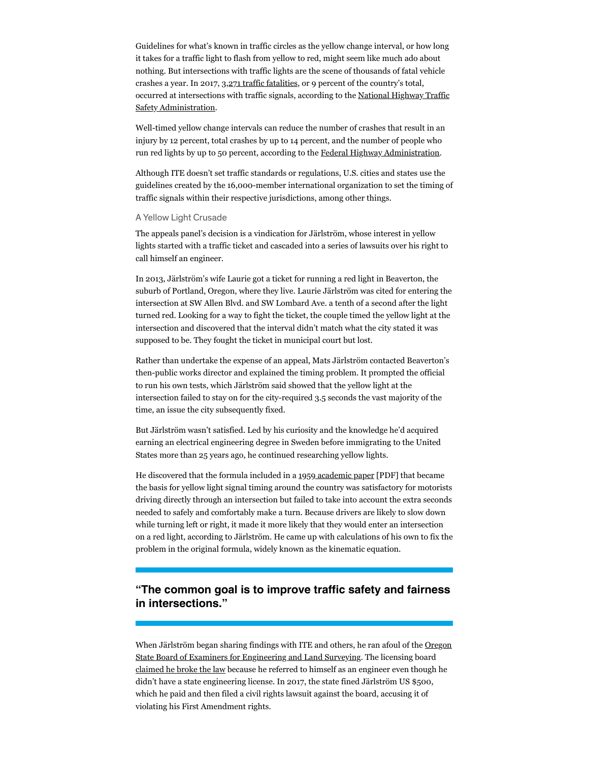Guidelines for what's known in traffic circles as the yellow change interval, or how long it takes for a traffic light to flash from yellow to red, might seem like much ado about nothing. But intersections with traffic lights are the scene of thousands of fatal vehicle crashes a year. In 2017, 3,271 traffic fatalities, or 9 percent of the country's total, occurred at intersections with traffic signals, according to the National Highway Traffic Safety Administration.

Well-timed yellow change intervals can reduce the number of crashes that result in an injury by 12 percent, total crashes by up to 14 percent, and the number of people who run red lights by up to 50 percent, according to the Federal Highway Administration.

Although ITE doesn't set traffic standards or regulations, U.S. cities and states use the guidelines created by the 16,000-member international organization to set the timing of traffic signals within their respective jurisdictions, among other things.

### A Yellow Light Crusade

The appeals panel's decision is a vindication for Järlström, whose interest in yellow lights started with a traffic ticket and cascaded into a series of lawsuits over his right to call himself an engineer.

In 2013, Järlström's wife Laurie got a ticket for running a red light in Beaverton, the suburb of Portland, Oregon, where they live. Laurie Järlström was cited for entering the intersection at SW Allen Blvd. and SW Lombard Ave. a tenth of a second after the light turned red. Looking for a way to fight the ticket, the couple timed the yellow light at the intersection and discovered that the interval didn't match what the city stated it was supposed to be. They fought the ticket in municipal court but lost.

Rather than undertake the expense of an appeal, Mats Järlström contacted Beaverton's then-public works director and explained the timing problem. It prompted the official to run his own tests, which Järlström said showed that the yellow light at the intersection failed to stay on for the city-required 3.5 seconds the vast majority of the time, an issue the city subsequently fixed.

But Järlström wasn't satisfied. Led by his curiosity and the knowledge he'd acquired earning an electrical engineering degree in Sweden before immigrating to the United States more than 25 years ago, he continued researching yellow lights.

He discovered that the formula included in a 1959 academic paper [PDF] that became the basis for yellow light signal timing around the country was satisfactory for motorists driving directly through an intersection but failed to take into account the extra seconds needed to safely and comfortably make a turn. Because drivers are likely to slow down while turning left or right, it made it more likely that they would enter an intersection on a red light, according to Järlström. He came up with calculations of his own to fix the problem in the original formula, widely known as the kinematic equation.

> **"The common goal is to improve traffic safety and fairness in intersections."**

When Järlström began sharing findings with ITE and others, he ran afoul of the Oregon State Board of Examiners for Engineering and Land Surveying. The licensing board claimed he broke the law because he referred to himself as an engineer even though he didn't have a state engineering license. In 2017, the state fined Järlström US $500, which he paid and then filed a civil rights lawsuit against the board, accusing it of violating his First Amendment rights.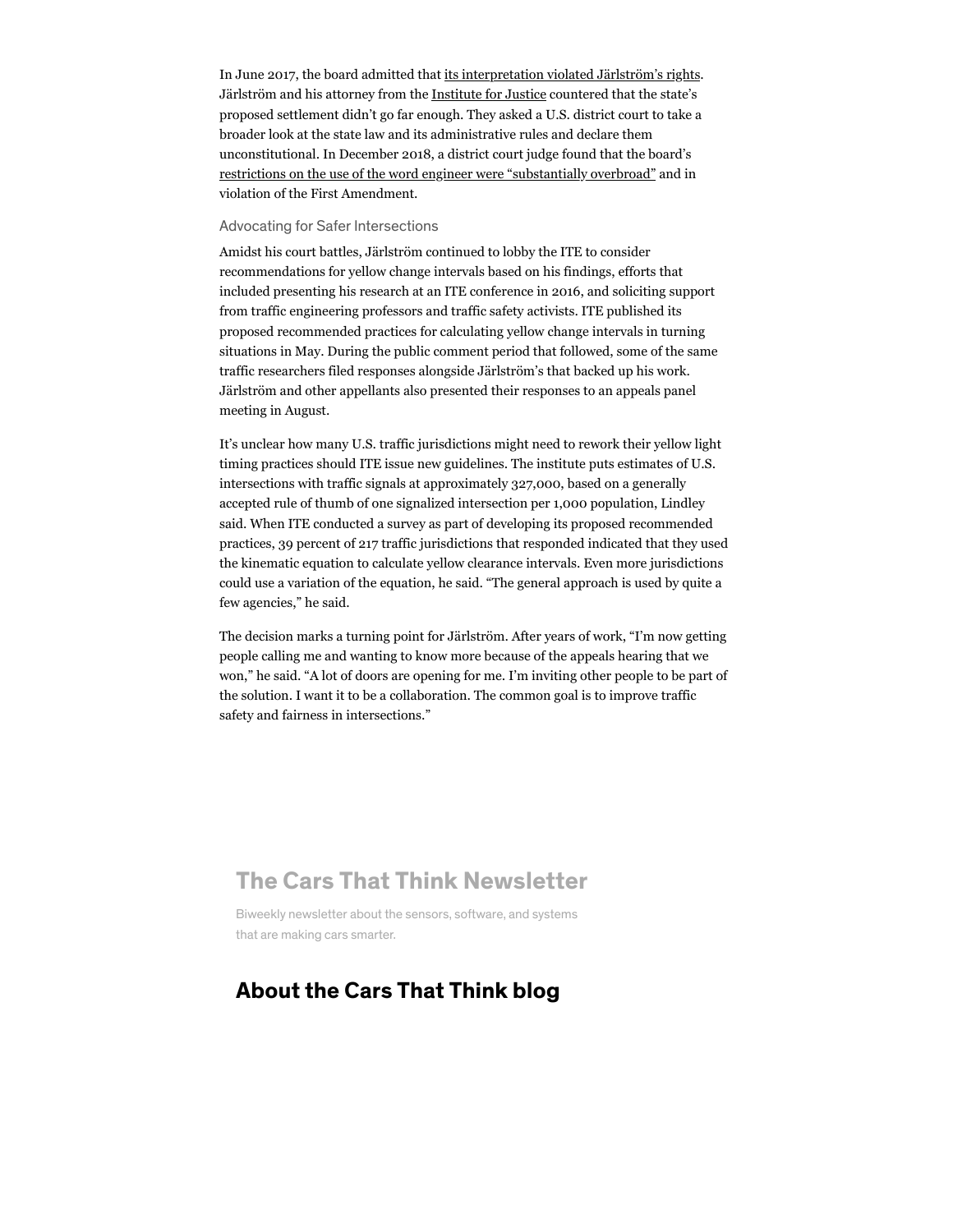In June 2017, the board admitted that its interpretation violated Järlström's rights. Järlström and his attorney from the Institute for Justice countered that the state's proposed settlement didn't go far enough. They asked a U.S. district court to take a broader look at the state law and its administrative rules and declare them unconstitutional. In December 2018, a district court judge found that the board's restrictions on the use of the word engineer were "substantially overbroad" and in violation of the First Amendment.

### Advocating for Safer Intersections

Amidst his court battles, Järlström continued to lobby the ITE to consider recommendations for yellow change intervals based on his findings, efforts that included presenting his research at an ITE conference in 2016, and soliciting support from traffic engineering professors and traffic safety activists. ITE published its proposed recommended practices for calculating yellow change intervals in turning situations in May. During the public comment period that followed, some of the same traffic researchers filed responses alongside Järlström's that backed up his work. Järlström and other appellants also presented their responses to an appeals panel meeting in August.

It's unclear how many U.S. traffic jurisdictions might need to rework their yellow light timing practices should ITE issue new guidelines. The institute puts estimates of U.S. intersections with traffic signals at approximately 327,000, based on a generally accepted rule of thumb of one signalized intersection per 1,000 population, Lindley said. When ITE conducted a survey as part of developing its proposed recommended practices, 39 percent of 217 traffic jurisdictions that responded indicated that they used the kinematic equation to calculate yellow clearance intervals. Even more jurisdictions could use a variation of the equation, he said. "The general approach is used by quite a few agencies," he said.

The decision marks a turning point for Järlström. After years of work, "I'm now getting people calling me and wanting to know more because of the appeals hearing that we won," he said. "A lot of doors are opening for me. I'm inviting other people to be part of the solution. I want it to be a collaboration. The common goal is to improve traffic safety and fairness in intersections."

## The Cars That Think Newsletter

Biweekly newsletter about the sensors, software, and systems that are making cars smarter.

## About the Cars That Think blog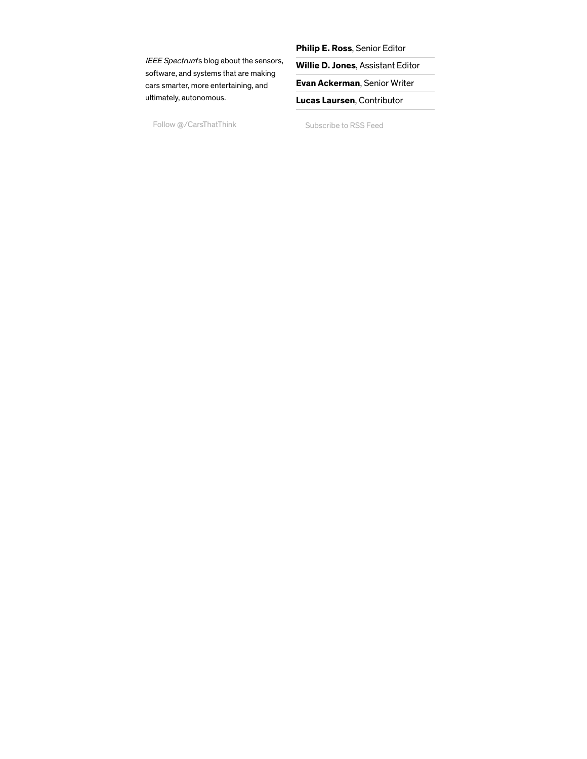*IEEE Spectrum*'s blog about the sensors, software, and systems that are making cars smarter, more entertaining, and ultimately, autonomous.

Follow @/CarsThatThink

**Philip E. Ross**, Senior Editor

**Willie D. Jones**, Assistant Editor

**Evan Ackerman**, Senior Writer

**Lucas Laursen**, Contributor

Subscribe to RSS Feed